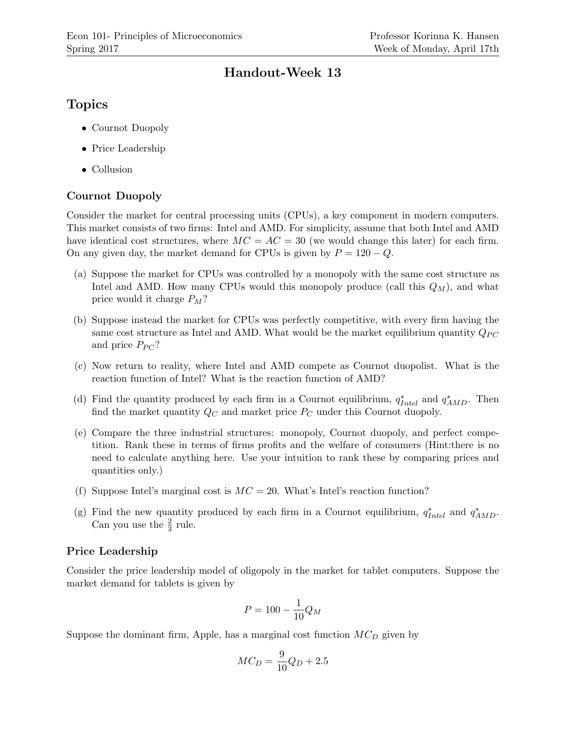# Handout-Week 13

## Topics

- Cournot Duopoly
- Price Leadership
- Collusion

### Cournot Duopoly

Consider the market for central processing units (CPUs), a key component in modern computers. This market consists of two firms: Intel and AMD. For simplicity, assume that both Intel and AMD have identical cost structures, where $MC = AC = 30$ (we would change this later) for each firm. On any given day, the market demand for CPUs is given by $P = 120 - Q$.

(a) Suppose the market for CPUs was controlled by a monopoly with the same cost structure as Intel and AMD. How many CPUs would this monopoly produce (call this $Q_M$), and what price would it charge $P_M$?

(b) Suppose instead the market for CPUs was perfectly competitive, with every firm having the same cost structure as Intel and AMD. What would be the market equilibrium quantity $Q_{PC}$ and price $P_{PC}$?

(c) Now return to reality, where Intel and AMD compete as Cournot duopolist. What is the reaction function of Intel? What is the reaction function of AMD?

(d) Find the quantity produced by each firm in a Cournot equilibrium, $q^*_{Intel}$ and $q^*_{AMD}$. Then find the market quantity $Q_C$ and market price $P_C$ under this Cournot duopoly.

(e) Compare the three industrial structures: monopoly, Cournot duopoly, and perfect competition. Rank these in terms of firms profits and the welfare of consumers (Hint:there is no need to calculate anything here. Use your intuition to rank these by comparing prices and quantities only.)

(f) Suppose Intel's marginal cost is $MC = 20$. What's Intel's reaction function?

(g) Find the new quantity produced by each firm in a Cournot equilibrium, $q^*_{Intel}$ and $q^*_{AMD}$. Can you use the $\frac{2}{3}$ rule.

### Price Leadership

Consider the price leadership model of oligopoly in the market for tablet computers. Suppose the market demand for tablets is given by

$$P = 100 - \frac{1}{10}Q_M$$

Suppose the dominant firm, Apple, has a marginal cost function $MC_D$ given by

$$MC_D = \frac{9}{10}Q_D + 2.5$$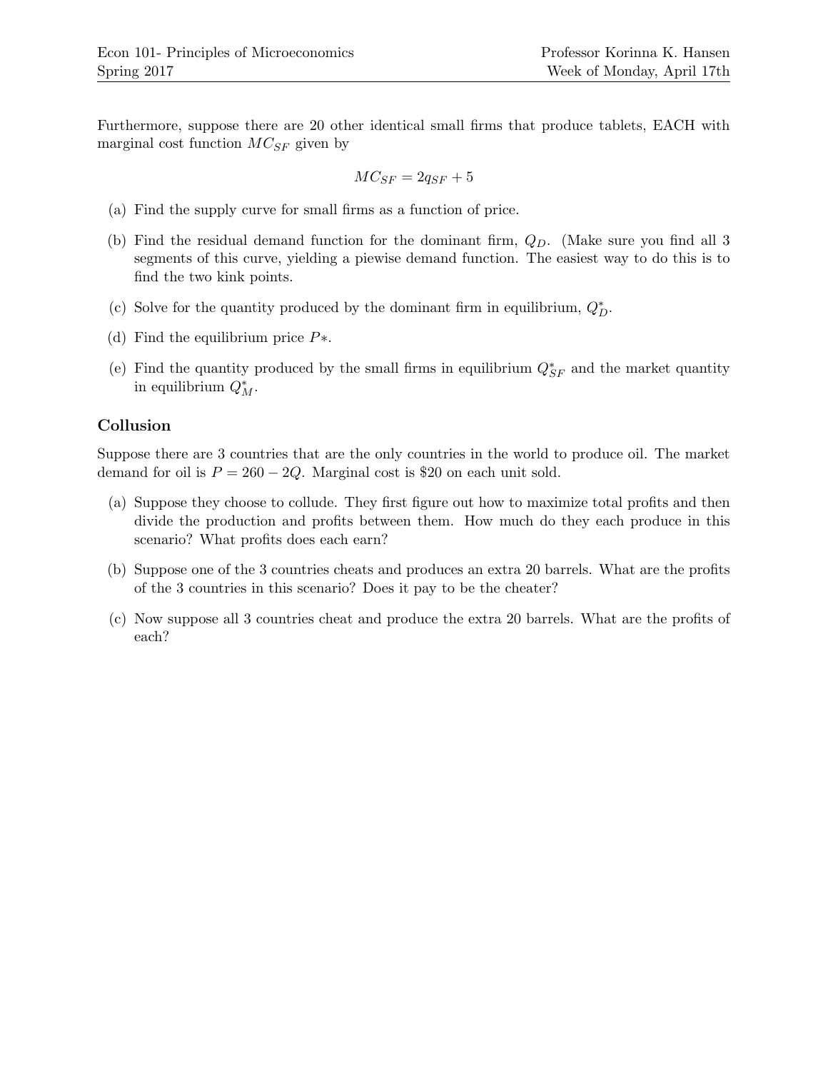Furthermore, suppose there are 20 other identical small firms that produce tablets, EACH with marginal cost function $MC_{SF}$ given by

$$MC_{SF} = 2q_{SF} + 5$$

(a) Find the supply curve for small firms as a function of price.

(b) Find the residual demand function for the dominant firm, $Q_D$. (Make sure you find all 3 segments of this curve, yielding a piewise demand function. The easiest way to do this is to find the two kink points.

(c) Solve for the quantity produced by the dominant firm in equilibrium, $Q_D^*$.

(d) Find the equilibrium price $P*$.

(e) Find the quantity produced by the small firms in equilibrium $Q_{SF}^*$ and the market quantity in equilibrium $Q_M^*$.

### Collusion

Suppose there are 3 countries that are the only countries in the world to produce oil. The market demand for oil is $P = 260 - 2Q$. Marginal cost is $20 on each unit sold.

(a) Suppose they choose to collude. They first figure out how to maximize total profits and then divide the production and profits between them. How much do they each produce in this scenario? What profits does each earn?

(b) Suppose one of the 3 countries cheats and produces an extra 20 barrels. What are the profits of the 3 countries in this scenario? Does it pay to be the cheater?

(c) Now suppose all 3 countries cheat and produce the extra 20 barrels. What are the profits of each?